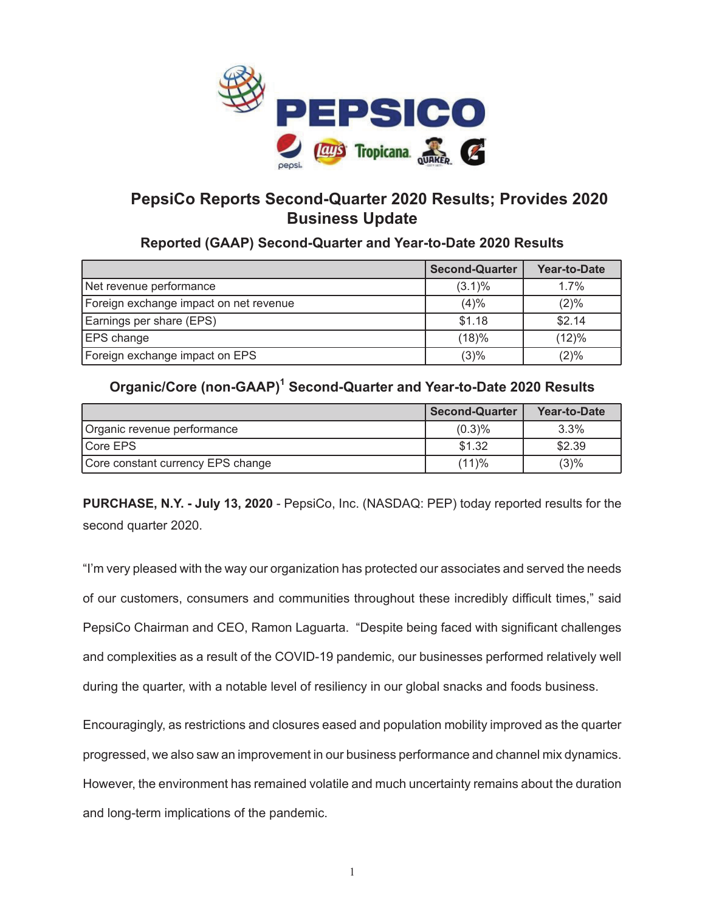# PepsiCo Reports Second-Quarter 2020 Results; Provides 2020 Business Update

## Reported (GAAP) Second-Quarter and Year-to-Date 2020 Results

| | Second-Quarter | Year-to-Date |
|---|---|---|
| Net revenue performance | (3.1)% | 1.7% |
| Foreign exchange impact on net revenue | (4)% | (2)% |
| Earnings per share (EPS) | $1.18 | $2.14 |
| EPS change | (18)% | (12)% |
| Foreign exchange impact on EPS | (3)% | (2)% |

## Organic/Core (non-GAAP)[1] Second-Quarter and Year-to-Date 2020 Results

| | Second-Quarter | Year-to-Date |
|---|---|---|
| Organic revenue performance | (0.3)% | 3.3% |
| Core EPS | $1.32 | $2.39 |
| Core constant currency EPS change | (11)% | (3)% |

**PURCHASE, N.Y. - July 13, 2020** - PepsiCo, Inc. (NASDAQ: PEP) today reported results for the second quarter 2020.

"I'm very pleased with the way our organization has protected our associates and served the needs of our customers, consumers and communities throughout these incredibly difficult times," said PepsiCo Chairman and CEO, Ramon Laguarta. "Despite being faced with significant challenges and complexities as a result of the COVID-19 pandemic, our businesses performed relatively well during the quarter, with a notable level of resiliency in our global snacks and foods business.

Encouragingly, as restrictions and closures eased and population mobility improved as the quarter progressed, we also saw an improvement in our business performance and channel mix dynamics. However, the environment has remained volatile and much uncertainty remains about the duration and long-term implications of the pandemic.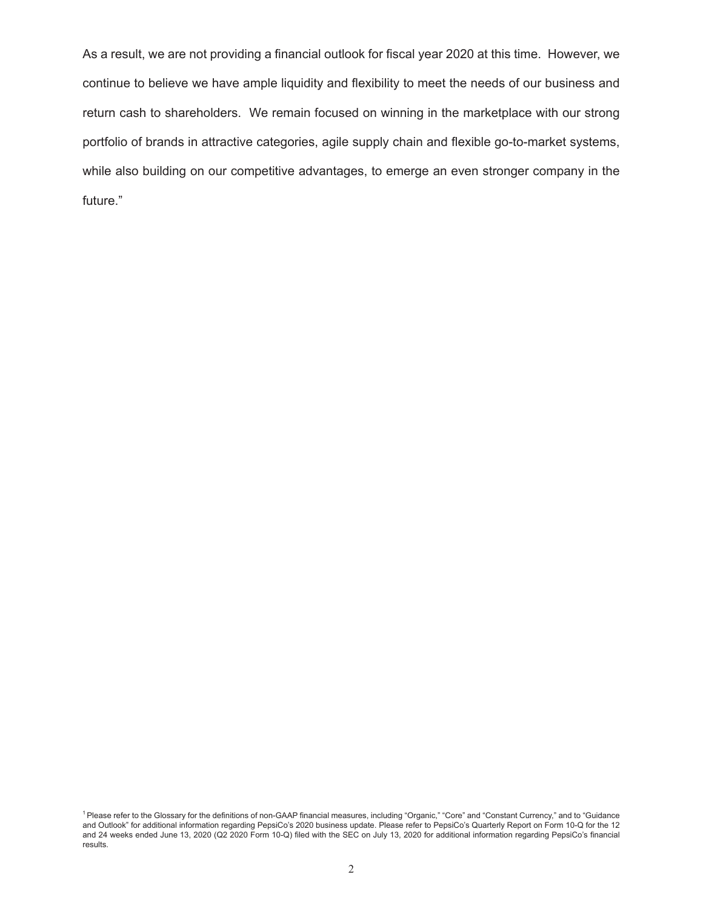As a result, we are not providing a financial outlook for fiscal year 2020 at this time. However, we continue to believe we have ample liquidity and flexibility to meet the needs of our business and return cash to shareholders. We remain focused on winning in the marketplace with our strong portfolio of brands in attractive categories, agile supply chain and flexible go-to-market systems, while also building on our competitive advantages, to emerge an even stronger company in the future."

[1] Please refer to the Glossary for the definitions of non-GAAP financial measures, including "Organic," "Core" and "Constant Currency," and to "Guidance and Outlook" for additional information regarding PepsiCo's 2020 business update. Please refer to PepsiCo's Quarterly Report on Form 10-Q for the 12 and 24 weeks ended June 13, 2020 (Q2 2020 Form 10-Q) filed with the SEC on July 13, 2020 for additional information regarding PepsiCo's financial results.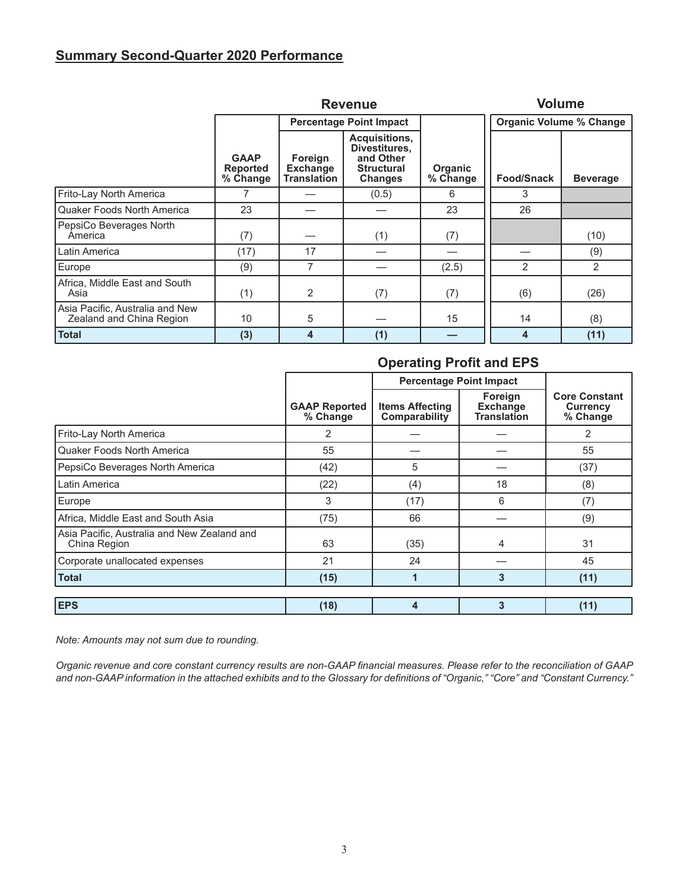## Summary Second-Quarter 2020 Performance

| | Revenue | | | | Volume | |
|---|---|---|---|---|---|---|
| | | Percentage Point Impact | | | Organic Volume % Change | |
| | GAAP Reported % Change | Foreign Exchange Translation | Acquisitions, Divestitures, and Other Structural Changes | Organic % Change | Food/Snack | Beverage |
| Frito-Lay North America | 7 | — | (0.5) | 6 | 3 | |
| Quaker Foods North America | 23 | — | — | 23 | 26 | |
| PepsiCo Beverages North America | (7) | — | (1) | (7) | | (10) |
| Latin America | (17) | 17 | — | — | — | (9) |
| Europe | (9) | 7 | — | (2.5) | 2 | 2 |
| Africa, Middle East and South Asia | (1) | 2 | (7) | (7) | (6) | (26) |
| Asia Pacific, Australia and New Zealand and China Region | 10 | 5 | — | 15 | 14 | (8) |
| **Total** | **(3)** | **4** | **(1)** | **—** | **4** | **(11)** |

### Operating Profit and EPS

| | | Percentage Point Impact | | |
|---|---|---|---|---|
| | GAAP Reported % Change | Items Affecting Comparability | Foreign Exchange Translation | Core Constant Currency % Change |
| Frito-Lay North America | 2 | — | — | 2 |
| Quaker Foods North America | 55 | — | — | 55 |
| PepsiCo Beverages North America | (42) | 5 | — | (37) |
| Latin America | (22) | (4) | 18 | (8) |
| Europe | 3 | (17) | 6 | (7) |
| Africa, Middle East and South Asia | (75) | 66 | — | (9) |
| Asia Pacific, Australia and New Zealand and China Region | 63 | (35) | 4 | 31 |
| Corporate unallocated expenses | 21 | 24 | — | 45 |
| **Total** | **(15)** | **1** | **3** | **(11)** |
| **EPS** | **(18)** | **4** | **3** | **(11)** |

*Note: Amounts may not sum due to rounding.*

*Organic revenue and core constant currency results are non-GAAP financial measures. Please refer to the reconciliation of GAAP and non-GAAP information in the attached exhibits and to the Glossary for definitions of "Organic," "Core" and "Constant Currency."*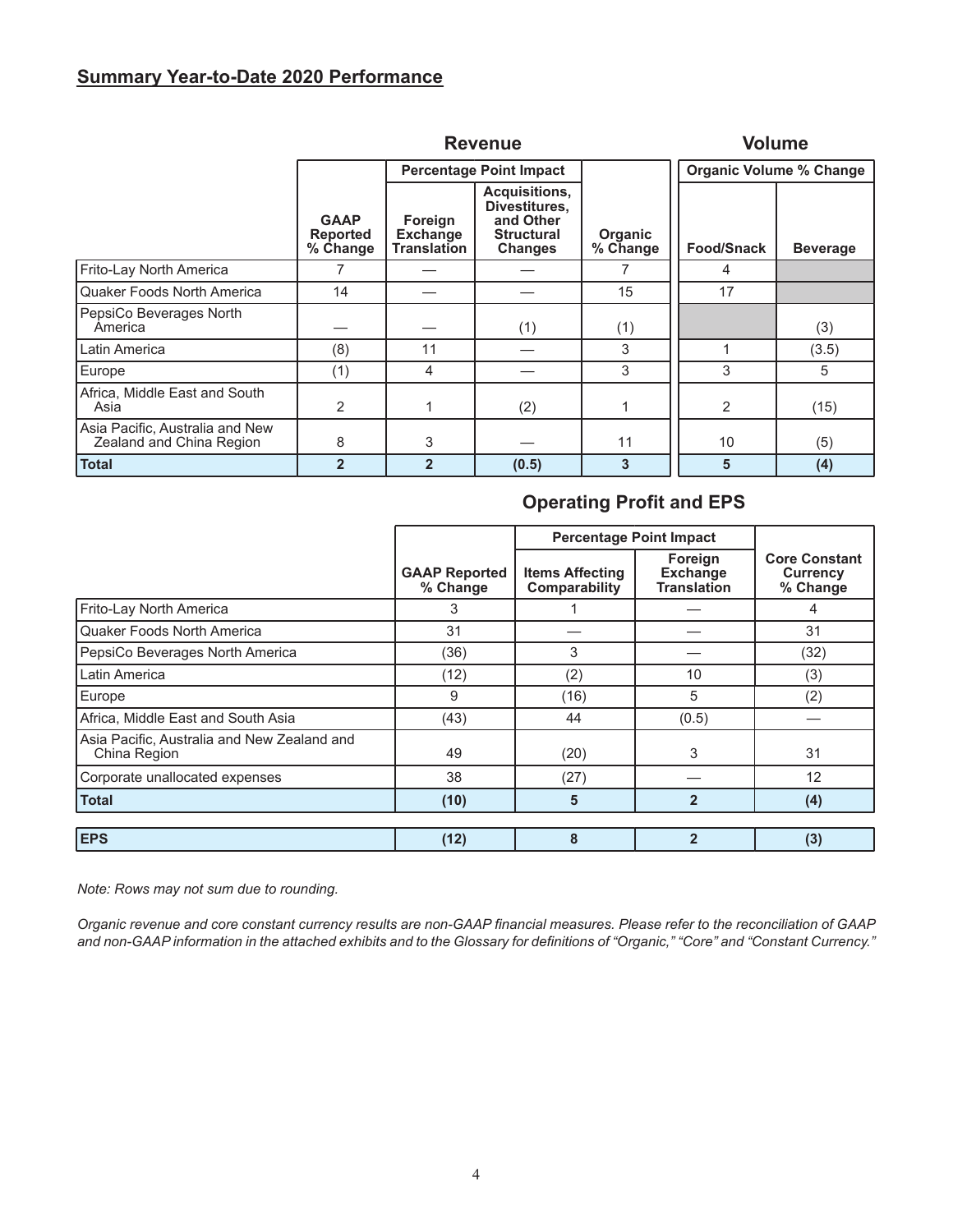## Summary Year-to-Date 2020 Performance

| | Revenue | | | | Volume | |
|---|---|---|---|---|---|---|
| | | Percentage Point Impact | | | Organic Volume % Change | |
| | GAAP Reported % Change | Foreign Exchange Translation | Acquisitions, Divestitures, and Other Structural Changes | Organic % Change | Food/Snack | Beverage |
| Frito-Lay North America | 7 | — | — | 7 | 4 | |
| Quaker Foods North America | 14 | — | — | 15 | 17 | |
| PepsiCo Beverages North America | — | — | (1) | (1) | | (3) |
| Latin America | (8) | 11 | — | 3 | 1 | (3.5) |
| Europe | (1) | 4 | — | 3 | 3 | 5 |
| Africa, Middle East and South Asia | 2 | 1 | (2) | 1 | 2 | (15) |
| Asia Pacific, Australia and New Zealand and China Region | 8 | 3 | — | 11 | 10 | (5) |
| **Total** | **2** | **2** | **(0.5)** | **3** | **5** | **(4)** |

### Operating Profit and EPS

| | GAAP Reported % Change | Percentage Point Impact | | Core Constant Currency % Change |
|---|---|---|---|---|
| | | Items Affecting Comparability | Foreign Exchange Translation | |
| Frito-Lay North America | 3 | 1 | — | 4 |
| Quaker Foods North America | 31 | — | — | 31 |
| PepsiCo Beverages North America | (36) | 3 | — | (32) |
| Latin America | (12) | (2) | 10 | (3) |
| Europe | 9 | (16) | 5 | (2) |
| Africa, Middle East and South Asia | (43) | 44 | (0.5) | — |
| Asia Pacific, Australia and New Zealand and China Region | 49 | (20) | 3 | 31 |
| Corporate unallocated expenses | 38 | (27) | — | 12 |
| **Total** | **(10)** | **5** | **2** | **(4)** |
| **EPS** | **(12)** | **8** | **2** | **(3)** |

*Note: Rows may not sum due to rounding.*

*Organic revenue and core constant currency results are non-GAAP financial measures. Please refer to the reconciliation of GAAP and non-GAAP information in the attached exhibits and to the Glossary for definitions of "Organic," "Core" and "Constant Currency."*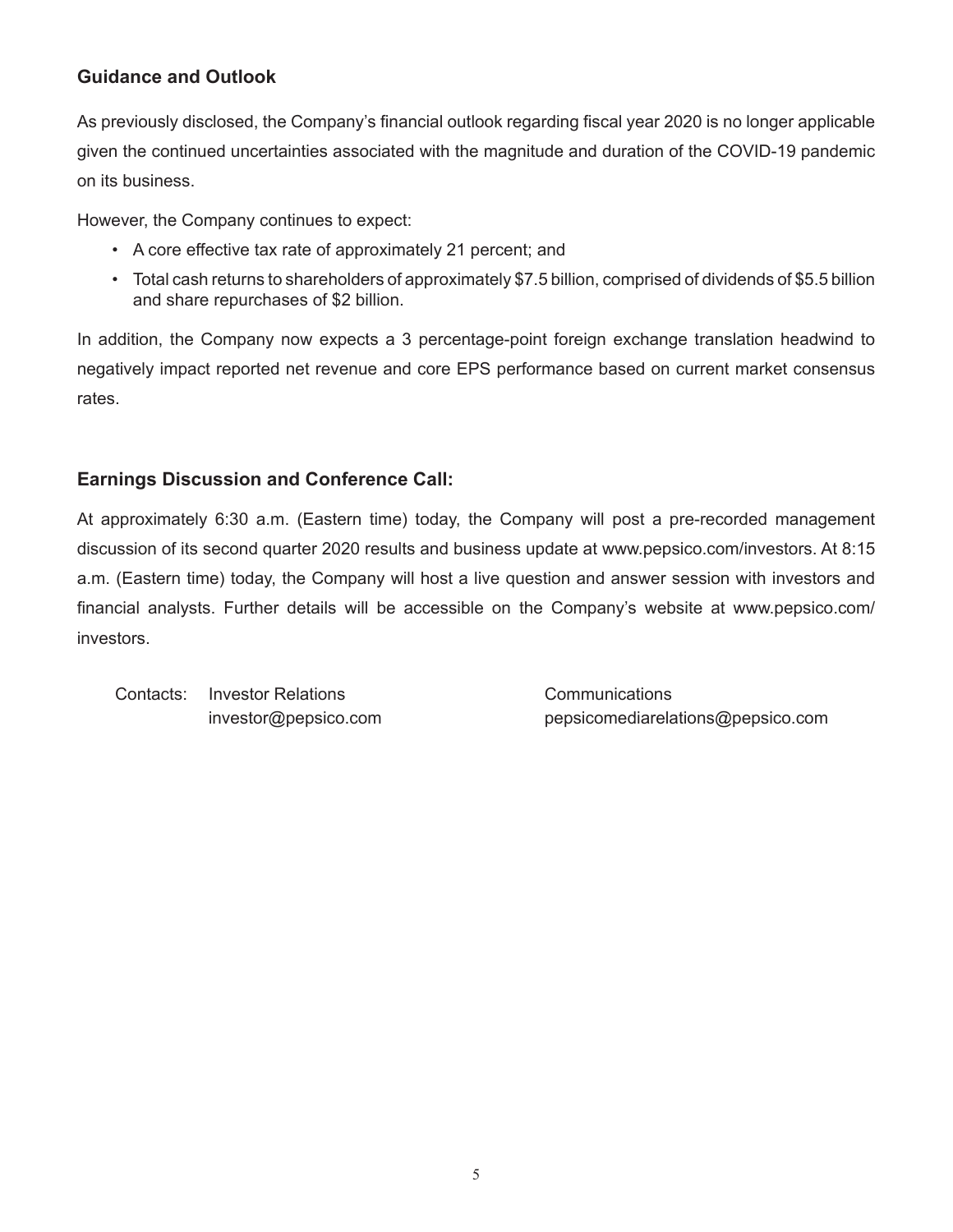## Guidance and Outlook

As previously disclosed, the Company's financial outlook regarding fiscal year 2020 is no longer applicable given the continued uncertainties associated with the magnitude and duration of the COVID-19 pandemic on its business.

However, the Company continues to expect:

- A core effective tax rate of approximately 21 percent; and
- Total cash returns to shareholders of approximately $7.5 billion, comprised of dividends of $5.5 billion and share repurchases of $2 billion.

In addition, the Company now expects a 3 percentage-point foreign exchange translation headwind to negatively impact reported net revenue and core EPS performance based on current market consensus rates.

## Earnings Discussion and Conference Call:

At approximately 6:30 a.m. (Eastern time) today, the Company will post a pre-recorded management discussion of its second quarter 2020 results and business update at www.pepsico.com/investors. At 8:15 a.m. (Eastern time) today, the Company will host a live question and answer session with investors and financial analysts. Further details will be accessible on the Company's website at www.pepsico.com/investors.

| Contacts: | Investor Relations | Communications |
|---|---|---|
| | investor@pepsico.com | pepsicomediarelations@pepsico.com |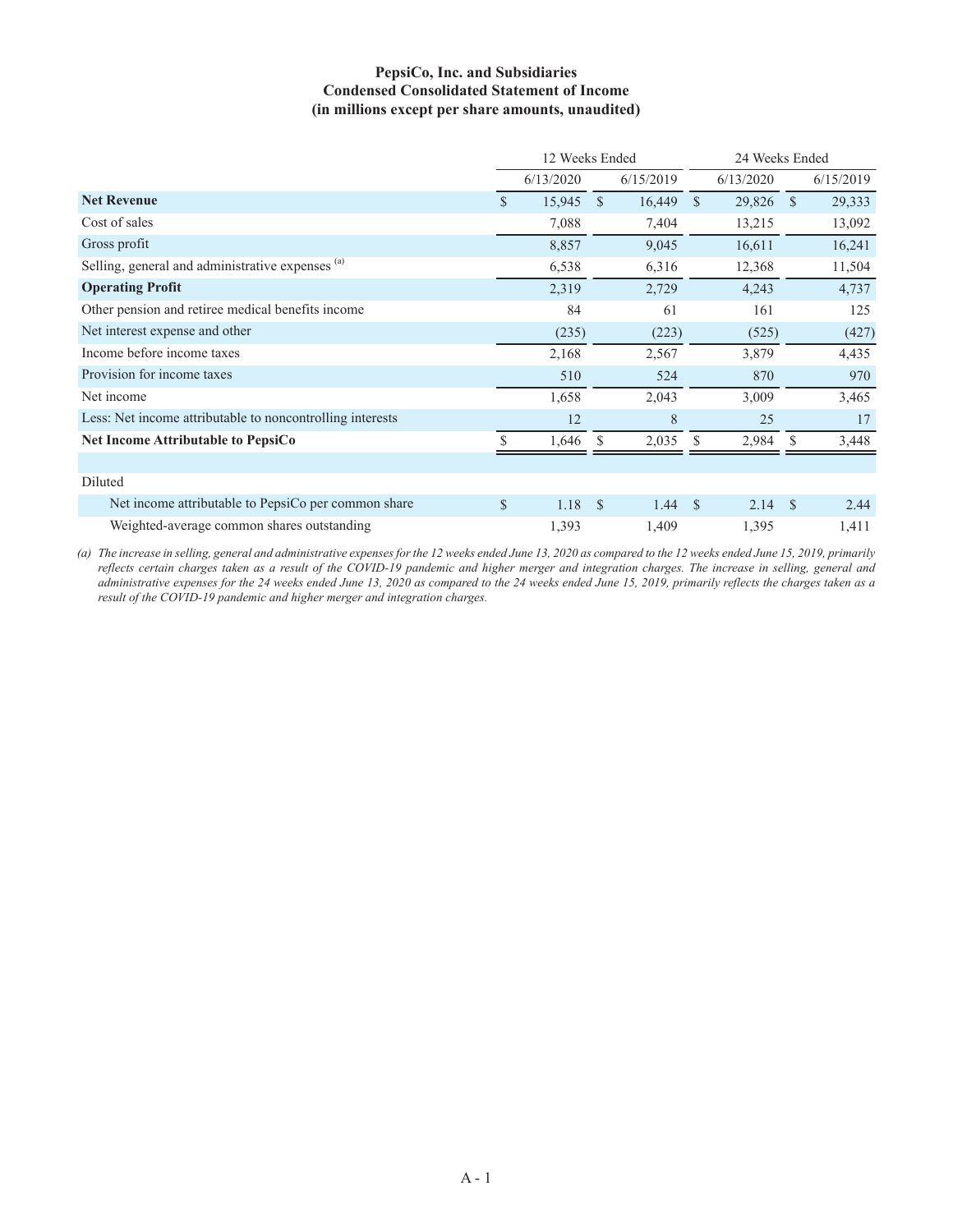**PepsiCo, Inc. and Subsidiaries**
**Condensed Consolidated Statement of Income**
**(in millions except per share amounts, unaudited)**

| | 12 Weeks Ended | | 24 Weeks Ended | |
|---|---|---|---|---|
| | 6/13/2020 | 6/15/2019 | 6/13/2020 | 6/15/2019 |
| **Net Revenue** | $ 15,945 | $ 16,449 | $ 29,826 | $ 29,333 |
| Cost of sales | 7,088 | 7,404 | 13,215 | 13,092 |
| Gross profit | 8,857 | 9,045 | 16,611 | 16,241 |
| Selling, general and administrative expenses [(a)] | 6,538 | 6,316 | 12,368 | 11,504 |
| **Operating Profit** | 2,319 | 2,729 | 4,243 | 4,737 |
| Other pension and retiree medical benefits income | 84 | 61 | 161 | 125 |
| Net interest expense and other | (235) | (223) | (525) | (427) |
| Income before income taxes | 2,168 | 2,567 | 3,879 | 4,435 |
| Provision for income taxes | 510 | 524 | 870 | 970 |
| Net income | 1,658 | 2,043 | 3,009 | 3,465 |
| Less: Net income attributable to noncontrolling interests | 12 | 8 | 25 | 17 |
| **Net Income Attributable to PepsiCo** | $ 1,646 | $ 2,035 | $ 2,984 | $ 3,448 |
| | | | | |
| Diluted | | | | |
| Net income attributable to PepsiCo per common share | $ 1.18 | $ 1.44 | $ 2.14 | $ 2.44 |
| Weighted-average common shares outstanding | 1,393 | 1,409 | 1,395 | 1,411 |

*(a) The increase in selling, general and administrative expenses for the 12 weeks ended June 13, 2020 as compared to the 12 weeks ended June 15, 2019, primarily reflects certain charges taken as a result of the COVID-19 pandemic and higher merger and integration charges. The increase in selling, general and administrative expenses for the 24 weeks ended June 13, 2020 as compared to the 24 weeks ended June 15, 2019, primarily reflects the charges taken as a result of the COVID-19 pandemic and higher merger and integration charges.*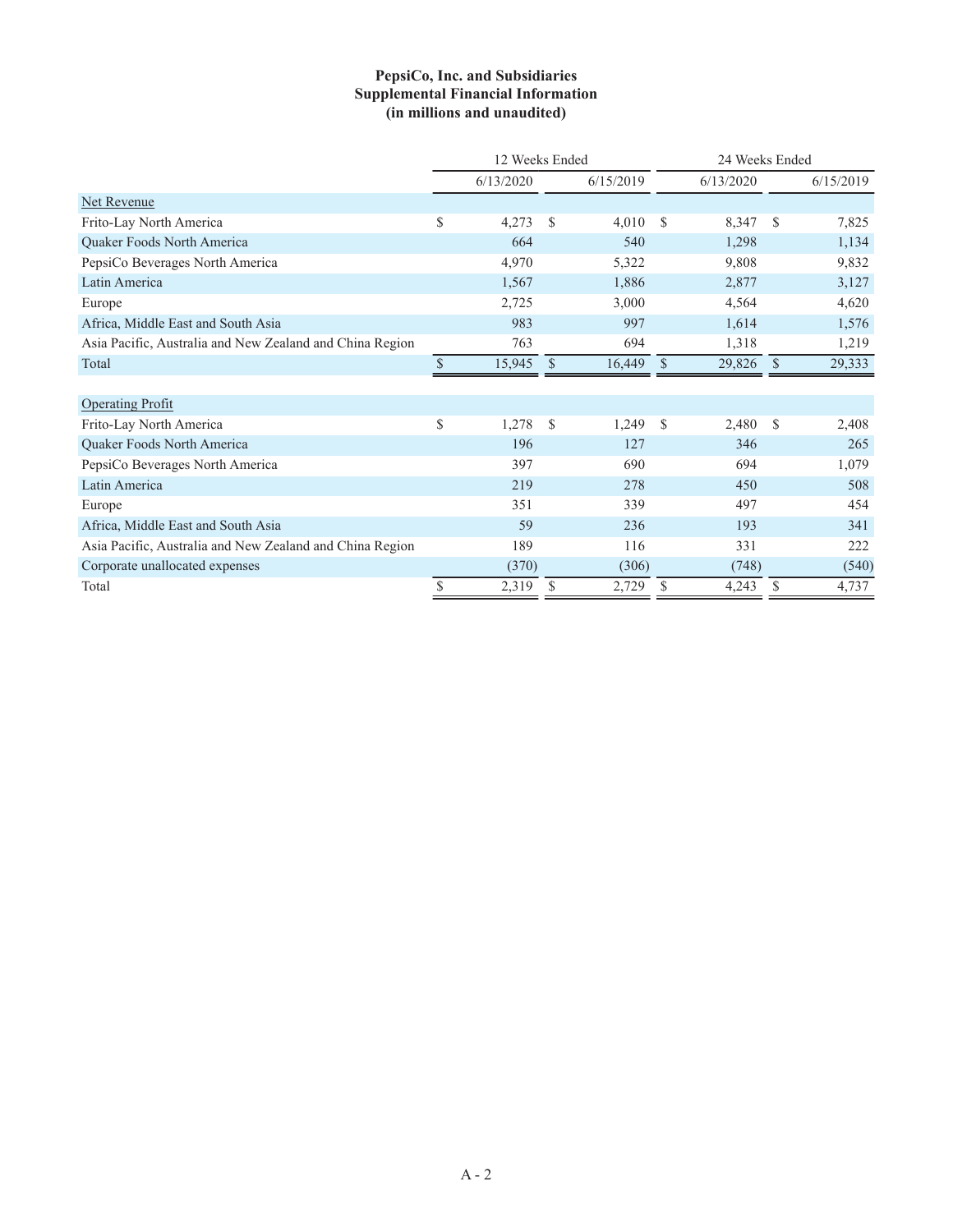**PepsiCo, Inc. and Subsidiaries**
**Supplemental Financial Information**
**(in millions and unaudited)**

| | 12 Weeks Ended | | 24 Weeks Ended | |
|---|---|---|---|---|
| | 6/13/2020 | 6/15/2019 | 6/13/2020 | 6/15/2019 |
| Net Revenue | | | | |
| Frito-Lay North America | $ 4,273 | $ 4,010 | $ 8,347 | $ 7,825 |
| Quaker Foods North America | 664 | 540 | 1,298 | 1,134 |
| PepsiCo Beverages North America | 4,970 | 5,322 | 9,808 | 9,832 |
| Latin America | 1,567 | 1,886 | 2,877 | 3,127 |
| Europe | 2,725 | 3,000 | 4,564 | 4,620 |
| Africa, Middle East and South Asia | 983 | 997 | 1,614 | 1,576 |
| Asia Pacific, Australia and New Zealand and China Region | 763 | 694 | 1,318 | 1,219 |
| Total | $ 15,945 | $ 16,449 | $ 29,826 | $ 29,333 |
| | | | | |
| Operating Profit | | | | |
| Frito-Lay North America | $ 1,278 | $ 1,249 | $ 2,480 | $ 2,408 |
| Quaker Foods North America | 196 | 127 | 346 | 265 |
| PepsiCo Beverages North America | 397 | 690 | 694 | 1,079 |
| Latin America | 219 | 278 | 450 | 508 |
| Europe | 351 | 339 | 497 | 454 |
| Africa, Middle East and South Asia | 59 | 236 | 193 | 341 |
| Asia Pacific, Australia and New Zealand and China Region | 189 | 116 | 331 | 222 |
| Corporate unallocated expenses | (370) | (306) | (748) | (540) |
| Total | $ 2,319 | $ 2,729 | $ 4,243 | $ 4,737 |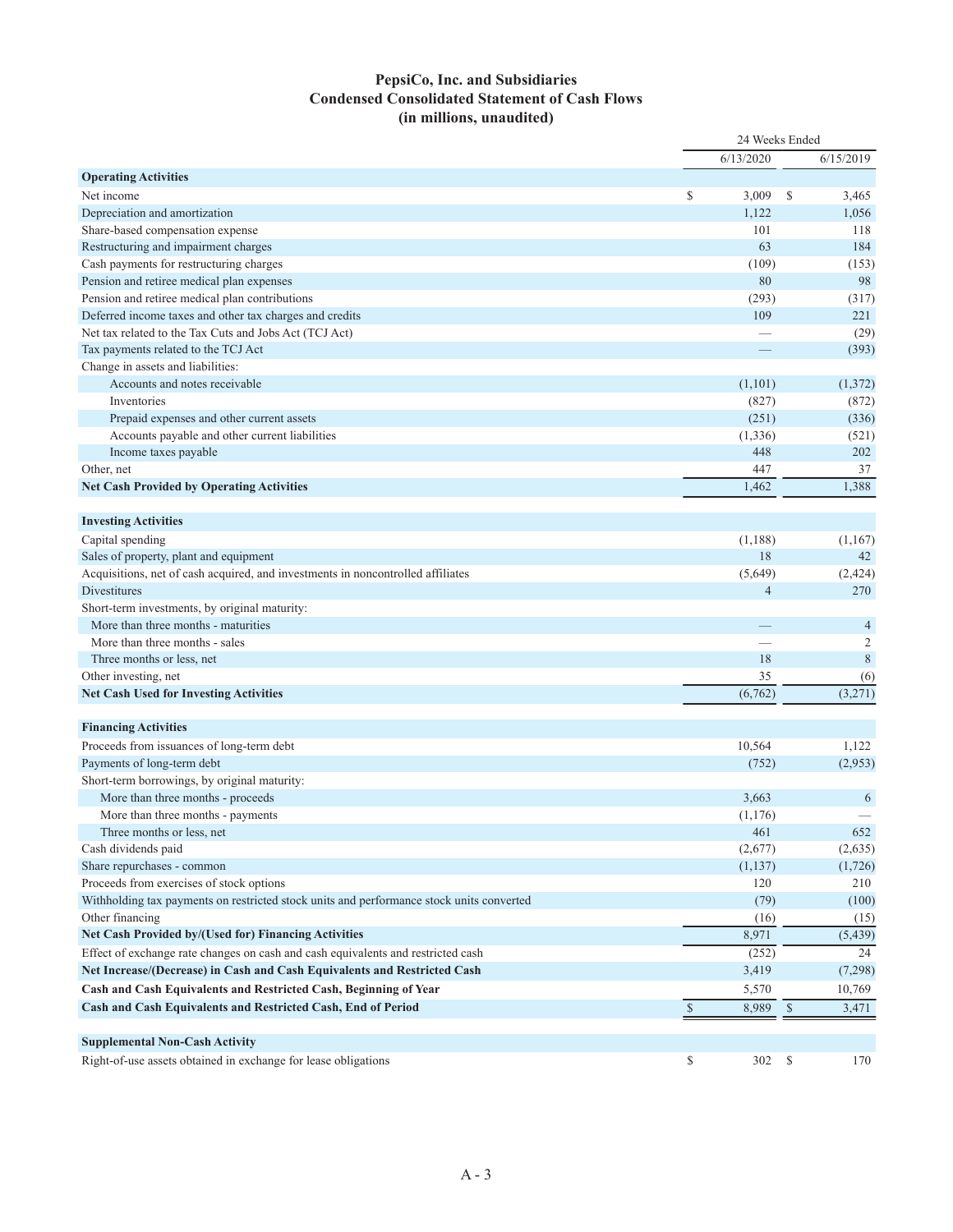# PepsiCo, Inc. and Subsidiaries
## Condensed Consolidated Statement of Cash Flows
## (in millions, unaudited)

| | 24 Weeks Ended | |
|---|---|---|
| | 6/13/2020 | 6/15/2019 |
| **Operating Activities** | | |
| Net income | $ 3,009 | $ 3,465 |
| Depreciation and amortization | 1,122 | 1,056 |
| Share-based compensation expense | 101 | 118 |
| Restructuring and impairment charges | 63 | 184 |
| Cash payments for restructuring charges | (109) | (153) |
| Pension and retiree medical plan expenses | 80 | 98 |
| Pension and retiree medical plan contributions | (293) | (317) |
| Deferred income taxes and other tax charges and credits | 109 | 221 |
| Net tax related to the Tax Cuts and Jobs Act (TCJ Act) | — | (29) |
| Tax payments related to the TCJ Act | — | (393) |
| Change in assets and liabilities: | | |
| Accounts and notes receivable | (1,101) | (1,372) |
| Inventories | (827) | (872) |
| Prepaid expenses and other current assets | (251) | (336) |
| Accounts payable and other current liabilities | (1,336) | (521) |
| Income taxes payable | 448 | 202 |
| Other, net | 447 | 37 |
| **Net Cash Provided by Operating Activities** | 1,462 | 1,388 |
| | | |
| **Investing Activities** | | |
| Capital spending | (1,188) | (1,167) |
| Sales of property, plant and equipment | 18 | 42 |
| Acquisitions, net of cash acquired, and investments in noncontrolled affiliates | (5,649) | (2,424) |
| Divestitures | 4 | 270 |
| Short-term investments, by original maturity: | | |
| More than three months - maturities | — | 4 |
| More than three months - sales | — | 2 |
| Three months or less, net | 18 | 8 |
| Other investing, net | 35 | (6) |
| **Net Cash Used for Investing Activities** | (6,762) | (3,271) |
| | | |
| **Financing Activities** | | |
| Proceeds from issuances of long-term debt | 10,564 | 1,122 |
| Payments of long-term debt | (752) | (2,953) |
| Short-term borrowings, by original maturity: | | |
| More than three months - proceeds | 3,663 | 6 |
| More than three months - payments | (1,176) | — |
| Three months or less, net | 461 | 652 |
| Cash dividends paid | (2,677) | (2,635) |
| Share repurchases - common | (1,137) | (1,726) |
| Proceeds from exercises of stock options | 120 | 210 |
| Withholding tax payments on restricted stock units and performance stock units converted | (79) | (100) |
| Other financing | (16) | (15) |
| **Net Cash Provided by/(Used for) Financing Activities** | 8,971 | (5,439) |
| Effect of exchange rate changes on cash and cash equivalents and restricted cash | (252) | 24 |
| **Net Increase/(Decrease) in Cash and Cash Equivalents and Restricted Cash** | 3,419 | (7,298) |
| **Cash and Cash Equivalents and Restricted Cash, Beginning of Year** | 5,570 | 10,769 |
| **Cash and Cash Equivalents and Restricted Cash, End of Period** | $ 8,989 | $ 3,471 |
| | | |
| **Supplemental Non-Cash Activity** | | |
| Right-of-use assets obtained in exchange for lease obligations | $ 302 | $ 170 |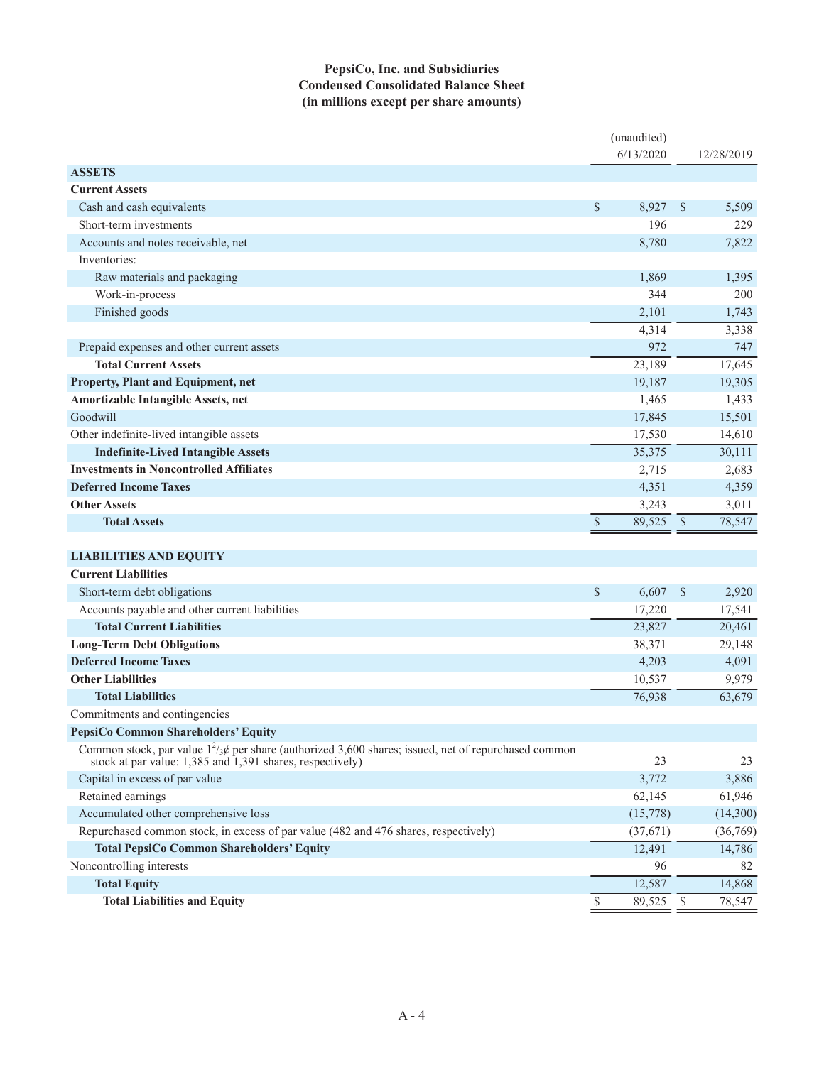# PepsiCo, Inc. and Subsidiaries
## Condensed Consolidated Balance Sheet
### (in millions except per share amounts)

| | (unaudited) 6/13/2020 | 12/28/2019 |
|---|---|---|
| **ASSETS** | | |
| **Current Assets** | | |
| Cash and cash equivalents | $ 8,927 | $ 5,509 |
| Short-term investments | 196 | 229 |
| Accounts and notes receivable, net | 8,780 | 7,822 |
| Inventories: | | |
| Raw materials and packaging | 1,869 | 1,395 |
| Work-in-process | 344 | 200 |
| Finished goods | 2,101 | 1,743 |
| | 4,314 | 3,338 |
| Prepaid expenses and other current assets | 972 | 747 |
| **Total Current Assets** | 23,189 | 17,645 |
| **Property, Plant and Equipment, net** | 19,187 | 19,305 |
| **Amortizable Intangible Assets, net** | 1,465 | 1,433 |
| Goodwill | 17,845 | 15,501 |
| Other indefinite-lived intangible assets | 17,530 | 14,610 |
| **Indefinite-Lived Intangible Assets** | 35,375 | 30,111 |
| **Investments in Noncontrolled Affiliates** | 2,715 | 2,683 |
| **Deferred Income Taxes** | 4,351 | 4,359 |
| **Other Assets** | 3,243 | 3,011 |
| **Total Assets** | $ 89,525 | $ 78,547 |
| | | |
| **LIABILITIES AND EQUITY** | | |
| **Current Liabilities** | | |
| Short-term debt obligations | $ 6,607 | $ 2,920 |
| Accounts payable and other current liabilities | 17,220 | 17,541 |
| **Total Current Liabilities** | 23,827 | 20,461 |
| **Long-Term Debt Obligations** | 38,371 | 29,148 |
| **Deferred Income Taxes** | 4,203 | 4,091 |
| **Other Liabilities** | 10,537 | 9,979 |
| **Total Liabilities** | 76,938 | 63,679 |
| Commitments and contingencies | | |
| **PepsiCo Common Shareholders' Equity** | | |
| Common stock, par value $1^{2}/_{3}$¢ per share (authorized 3,600 shares; issued, net of repurchased common stock at par value: 1,385 and 1,391 shares, respectively) | 23 | 23 |
| Capital in excess of par value | 3,772 | 3,886 |
| Retained earnings | 62,145 | 61,946 |
| Accumulated other comprehensive loss | (15,778) | (14,300) |
| Repurchased common stock, in excess of par value (482 and 476 shares, respectively) | (37,671) | (36,769) |
| **Total PepsiCo Common Shareholders' Equity** | 12,491 | 14,786 |
| Noncontrolling interests | 96 | 82 |
| **Total Equity** | 12,587 | 14,868 |
| **Total Liabilities and Equity** | $ 89,525 | $ 78,547 |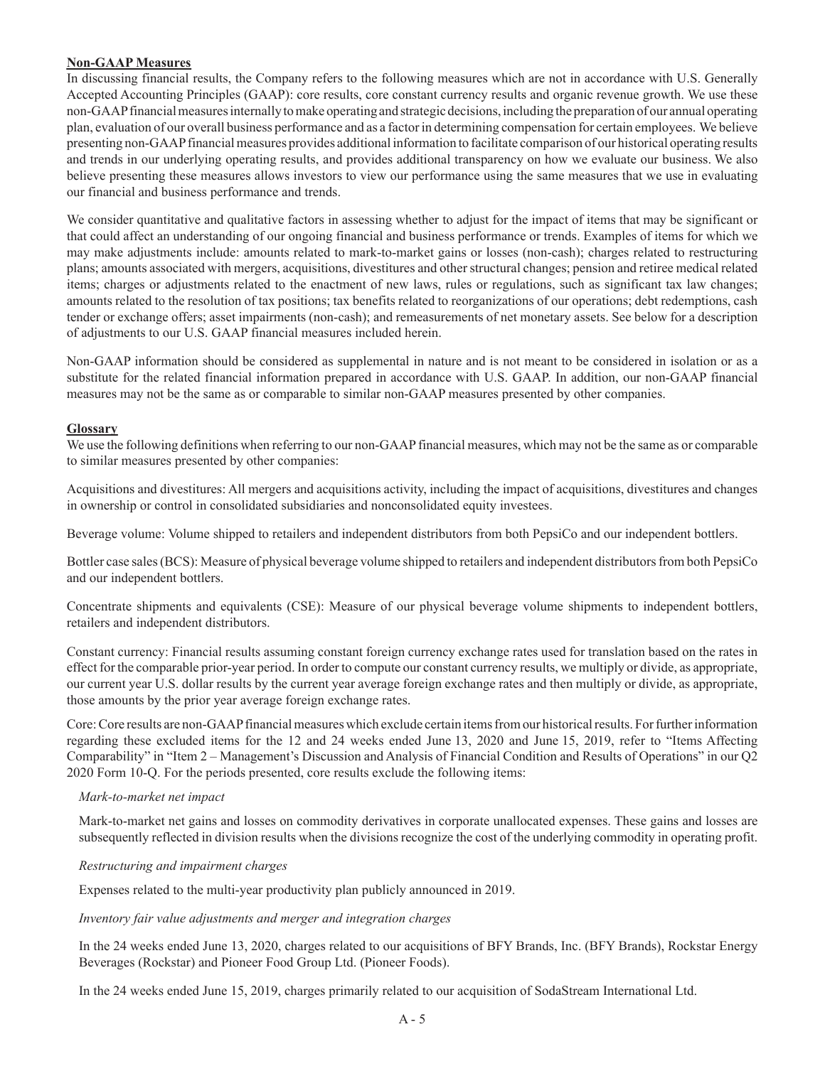**Non-GAAP Measures**

In discussing financial results, the Company refers to the following measures which are not in accordance with U.S. Generally Accepted Accounting Principles (GAAP): core results, core constant currency results and organic revenue growth. We use these non-GAAP financial measures internally to make operating and strategic decisions, including the preparation of our annual operating plan, evaluation of our overall business performance and as a factor in determining compensation for certain employees. We believe presenting non-GAAP financial measures provides additional information to facilitate comparison of our historical operating results and trends in our underlying operating results, and provides additional transparency on how we evaluate our business. We also believe presenting these measures allows investors to view our performance using the same measures that we use in evaluating our financial and business performance and trends.

We consider quantitative and qualitative factors in assessing whether to adjust for the impact of items that may be significant or that could affect an understanding of our ongoing financial and business performance or trends. Examples of items for which we may make adjustments include: amounts related to mark-to-market gains or losses (non-cash); charges related to restructuring plans; amounts associated with mergers, acquisitions, divestitures and other structural changes; pension and retiree medical related items; charges or adjustments related to the enactment of new laws, rules or regulations, such as significant tax law changes; amounts related to the resolution of tax positions; tax benefits related to reorganizations of our operations; debt redemptions, cash tender or exchange offers; asset impairments (non-cash); and remeasurements of net monetary assets. See below for a description of adjustments to our U.S. GAAP financial measures included herein.

Non-GAAP information should be considered as supplemental in nature and is not meant to be considered in isolation or as a substitute for the related financial information prepared in accordance with U.S. GAAP. In addition, our non-GAAP financial measures may not be the same as or comparable to similar non-GAAP measures presented by other companies.

**Glossary**

We use the following definitions when referring to our non-GAAP financial measures, which may not be the same as or comparable to similar measures presented by other companies:

Acquisitions and divestitures: All mergers and acquisitions activity, including the impact of acquisitions, divestitures and changes in ownership or control in consolidated subsidiaries and nonconsolidated equity investees.

Beverage volume: Volume shipped to retailers and independent distributors from both PepsiCo and our independent bottlers.

Bottler case sales (BCS): Measure of physical beverage volume shipped to retailers and independent distributors from both PepsiCo and our independent bottlers.

Concentrate shipments and equivalents (CSE): Measure of our physical beverage volume shipments to independent bottlers, retailers and independent distributors.

Constant currency: Financial results assuming constant foreign currency exchange rates used for translation based on the rates in effect for the comparable prior-year period. In order to compute our constant currency results, we multiply or divide, as appropriate, our current year U.S. dollar results by the current year average foreign exchange rates and then multiply or divide, as appropriate, those amounts by the prior year average foreign exchange rates.

Core: Core results are non-GAAP financial measures which exclude certain items from our historical results. For further information regarding these excluded items for the 12 and 24 weeks ended June 13, 2020 and June 15, 2019, refer to "Items Affecting Comparability" in "Item 2 – Management's Discussion and Analysis of Financial Condition and Results of Operations" in our Q2 2020 Form 10-Q. For the periods presented, core results exclude the following items:

*Mark-to-market net impact*

Mark-to-market net gains and losses on commodity derivatives in corporate unallocated expenses. These gains and losses are subsequently reflected in division results when the divisions recognize the cost of the underlying commodity in operating profit.

*Restructuring and impairment charges*

Expenses related to the multi-year productivity plan publicly announced in 2019.

*Inventory fair value adjustments and merger and integration charges*

In the 24 weeks ended June 13, 2020, charges related to our acquisitions of BFY Brands, Inc. (BFY Brands), Rockstar Energy Beverages (Rockstar) and Pioneer Food Group Ltd. (Pioneer Foods).

In the 24 weeks ended June 15, 2019, charges primarily related to our acquisition of SodaStream International Ltd.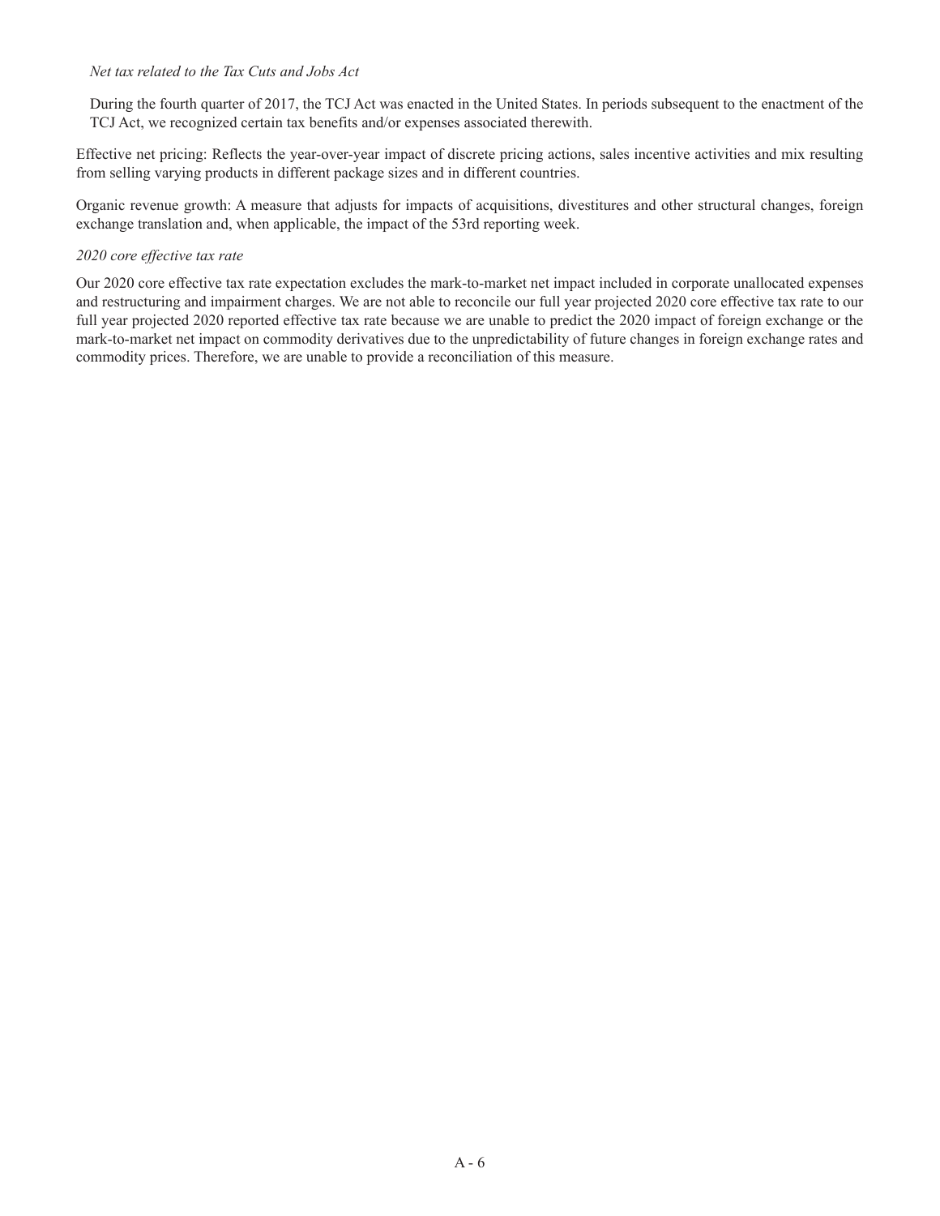*Net tax related to the Tax Cuts and Jobs Act*

During the fourth quarter of 2017, the TCJ Act was enacted in the United States. In periods subsequent to the enactment of the TCJ Act, we recognized certain tax benefits and/or expenses associated therewith.

Effective net pricing: Reflects the year-over-year impact of discrete pricing actions, sales incentive activities and mix resulting from selling varying products in different package sizes and in different countries.

Organic revenue growth: A measure that adjusts for impacts of acquisitions, divestitures and other structural changes, foreign exchange translation and, when applicable, the impact of the 53rd reporting week.

*2020 core effective tax rate*

Our 2020 core effective tax rate expectation excludes the mark-to-market net impact included in corporate unallocated expenses and restructuring and impairment charges. We are not able to reconcile our full year projected 2020 core effective tax rate to our full year projected 2020 reported effective tax rate because we are unable to predict the 2020 impact of foreign exchange or the mark-to-market net impact on commodity derivatives due to the unpredictability of future changes in foreign exchange rates and commodity prices. Therefore, we are unable to provide a reconciliation of this measure.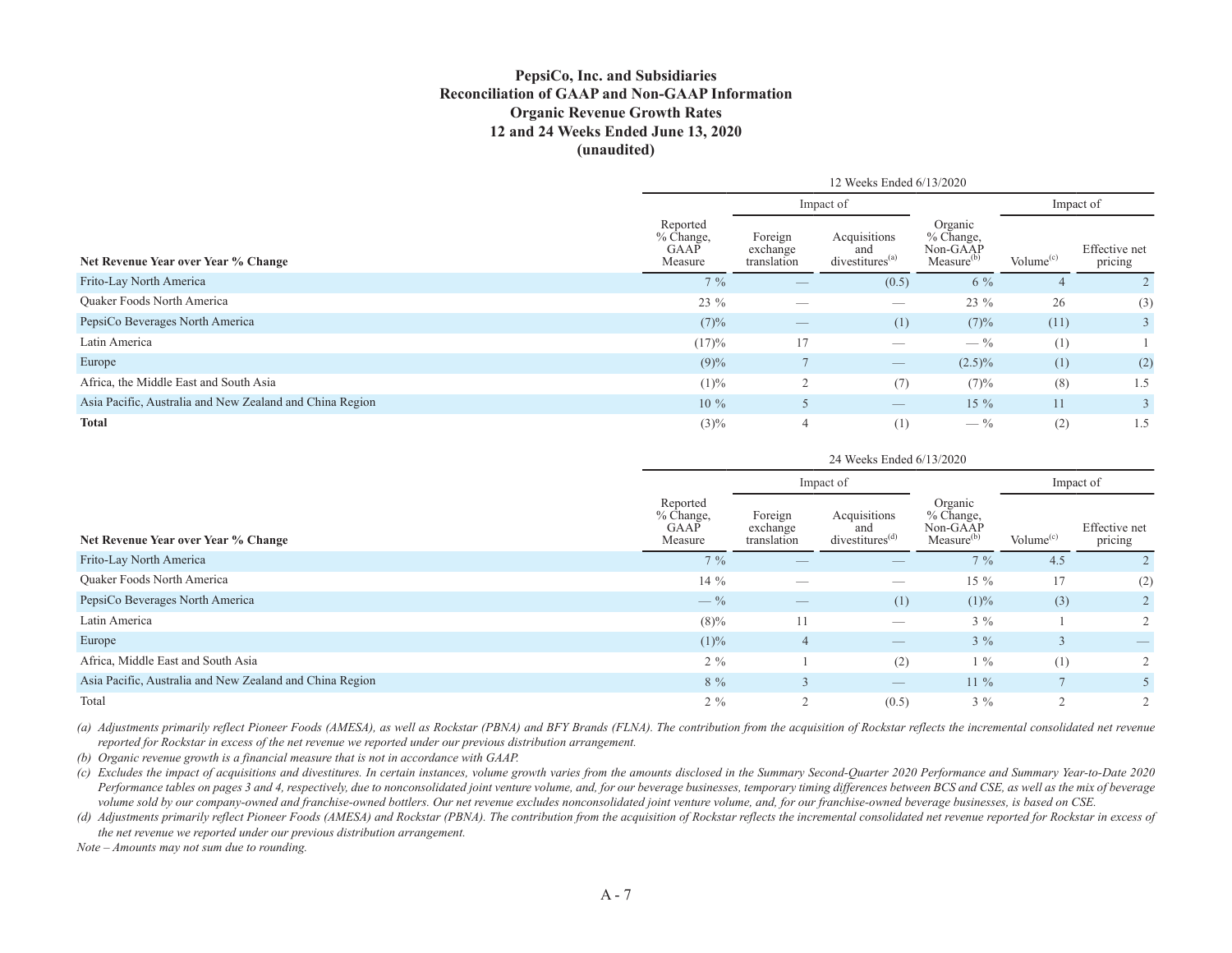# PepsiCo, Inc. and Subsidiaries
## Reconciliation of GAAP and Non-GAAP Information
## Organic Revenue Growth Rates
## 12 and 24 Weeks Ended June 13, 2020
## (unaudited)

| | 12 Weeks Ended 6/13/2020 | | | | | |
|---|---|---|---|---|---|---|
| | | Impact of | | | Impact of | |
| **Net Revenue Year over Year % Change** | Reported % Change, GAAP Measure | Foreign exchange translation | Acquisitions and divestitures[(a)] | Organic % Change, Non-GAAP Measure[(b)] | Volume[(c)] | Effective net pricing |
| Frito-Lay North America | 7 % | — | (0.5) | 6 % | 4 | 2 |
| Quaker Foods North America | 23 % | — | — | 23 % | 26 | (3) |
| PepsiCo Beverages North America | (7)% | — | (1) | (7)% | (11) | 3 |
| Latin America | (17)% | 17 | — | — % | (1) | 1 |
| Europe | (9)% | 7 | — | (2.5)% | (1) | (2) |
| Africa, the Middle East and South Asia | (1)% | 2 | (7) | (7)% | (8) | 1.5 |
| Asia Pacific, Australia and New Zealand and China Region | 10 % | 5 | — | 15 % | 11 | 3 |
| **Total** | (3)% | 4 | (1) | — % | (2) | 1.5 |

| | 24 Weeks Ended 6/13/2020 | | | | | |
|---|---|---|---|---|---|---|
| | | Impact of | | | Impact of | |
| **Net Revenue Year over Year % Change** | Reported % Change, GAAP Measure | Foreign exchange translation | Acquisitions and divestitures[(d)] | Organic % Change, Non-GAAP Measure[(b)] | Volume[(c)] | Effective net pricing |
| Frito-Lay North America | 7 % | — | — | 7 % | 4.5 | 2 |
| Quaker Foods North America | 14 % | — | — | 15 % | 17 | (2) |
| PepsiCo Beverages North America | — % | — | (1) | (1)% | (3) | 2 |
| Latin America | (8)% | 11 | — | 3 % | 1 | 2 |
| Europe | (1)% | 4 | — | 3 % | 3 | — |
| Africa, Middle East and South Asia | 2 % | 1 | (2) | 1 % | (1) | 2 |
| Asia Pacific, Australia and New Zealand and China Region | 8 % | 3 | — | 11 % | 7 | 5 |
| Total | 2 % | 2 | (0.5) | 3 % | 2 | 2 |

*(a) Adjustments primarily reflect Pioneer Foods (AMESA), as well as Rockstar (PBNA) and BFY Brands (FLNA). The contribution from the acquisition of Rockstar reflects the incremental consolidated net revenue reported for Rockstar in excess of the net revenue we reported under our previous distribution arrangement.*

*(b) Organic revenue growth is a financial measure that is not in accordance with GAAP.*

*(c) Excludes the impact of acquisitions and divestitures. In certain instances, volume growth varies from the amounts disclosed in the Summary Second-Quarter 2020 Performance and Summary Year-to-Date 2020 Performance tables on pages 3 and 4, respectively, due to nonconsolidated joint venture volume, and, for our beverage businesses, temporary timing differences between BCS and CSE, as well as the mix of beverage volume sold by our company-owned and franchise-owned bottlers. Our net revenue excludes nonconsolidated joint venture volume, and, for our franchise-owned beverage businesses, is based on CSE.*

*(d) Adjustments primarily reflect Pioneer Foods (AMESA) and Rockstar (PBNA). The contribution from the acquisition of Rockstar reflects the incremental consolidated net revenue reported for Rockstar in excess of the net revenue we reported under our previous distribution arrangement.*

*Note – Amounts may not sum due to rounding.*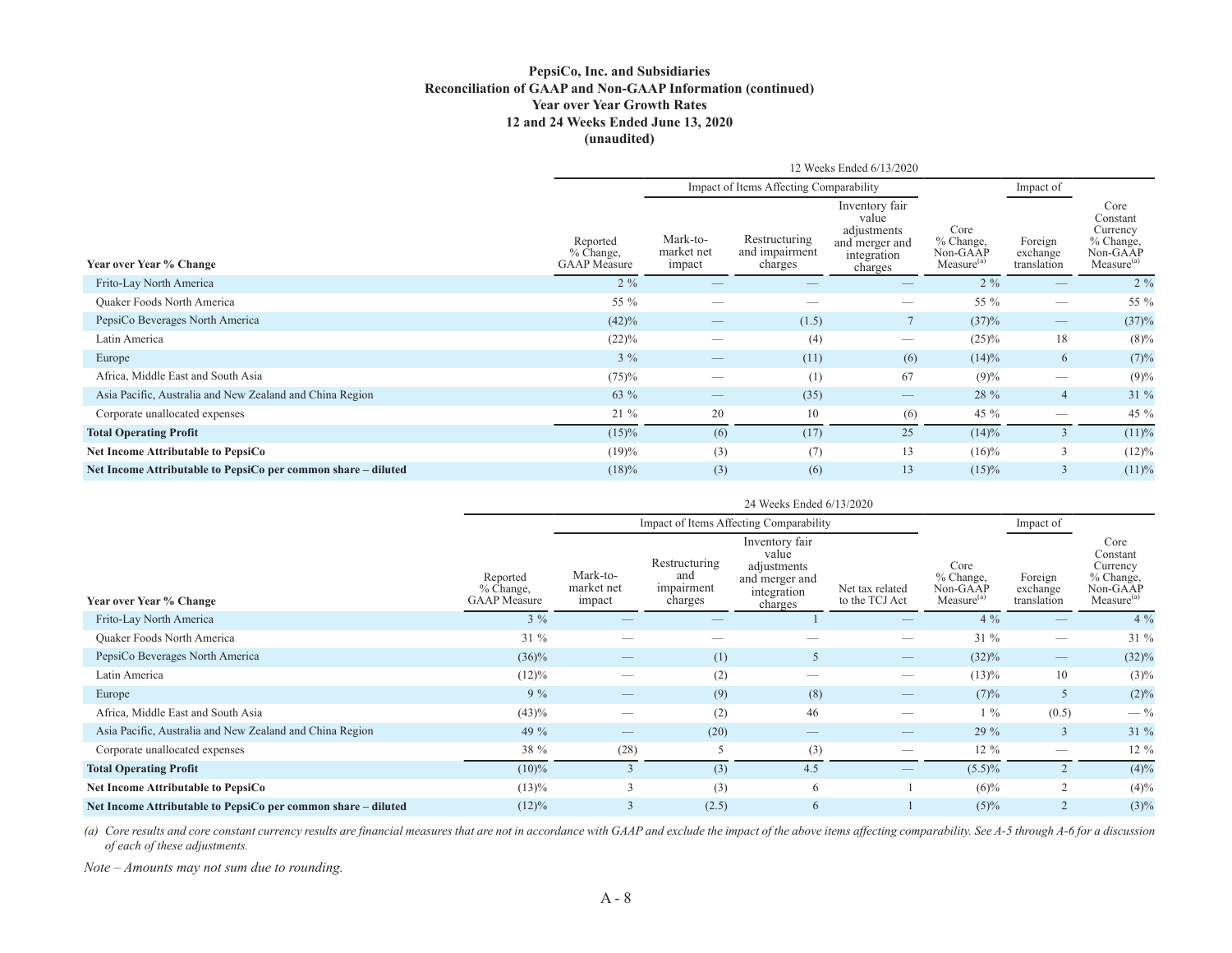# PepsiCo, Inc. and Subsidiaries
## Reconciliation of GAAP and Non-GAAP Information (continued)
### Year over Year Growth Rates
### 12 and 24 Weeks Ended June 13, 2020
### (unaudited)

| | 12 Weeks Ended 6/13/2020 | | | | | | |
|---|---|---|---|---|---|---|---|
| | | Impact of Items Affecting Comparability | | | | Impact of | |
| Year over Year % Change | Reported % Change, GAAP Measure | Mark-to-market net impact | Restructuring and impairment charges | Inventory fair value adjustments and merger and integration charges | Core % Change, Non-GAAP Measure[(a)] | Foreign exchange translation | Core Constant Currency % Change, Non-GAAP Measure[(a)] |
| Frito-Lay North America | 2 % | — | — | — | 2 % | — | 2 % |
| Quaker Foods North America | 55 % | — | — | — | 55 % | — | 55 % |
| PepsiCo Beverages North America | (42)% | — | (1.5) | 7 | (37)% | — | (37)% |
| Latin America | (22)% | — | (4) | — | (25)% | 18 | (8)% |
| Europe | 3 % | — | (11) | (6) | (14)% | 6 | (7)% |
| Africa, Middle East and South Asia | (75)% | — | (1) | 67 | (9)% | — | (9)% |
| Asia Pacific, Australia and New Zealand and China Region | 63 % | — | (35) | — | 28 % | 4 | 31 % |
| Corporate unallocated expenses | 21 % | 20 | 10 | (6) | 45 % | — | 45 % |
| **Total Operating Profit** | (15)% | (6) | (17) | 25 | (14)% | 3 | (11)% |
| **Net Income Attributable to PepsiCo** | (19)% | (3) | (7) | 13 | (16)% | 3 | (12)% |
| **Net Income Attributable to PepsiCo per common share – diluted** | (18)% | (3) | (6) | 13 | (15)% | 3 | (11)% |

| | 24 Weeks Ended 6/13/2020 | | | | | | | |
|---|---|---|---|---|---|---|---|---|
| | | Impact of Items Affecting Comparability | | | | | Impact of | |
| Year over Year % Change | Reported % Change, GAAP Measure | Mark-to-market net impact | Restructuring and impairment charges | Inventory fair value adjustments and merger and integration charges | Net tax related to the TCJ Act | Core % Change, Non-GAAP Measure[(a)] | Foreign exchange translation | Core Constant Currency % Change, Non-GAAP Measure[(a)] |
| Frito-Lay North America | 3 % | — | — | 1 | — | 4 % | — | 4 % |
| Quaker Foods North America | 31 % | — | — | — | — | 31 % | — | 31 % |
| PepsiCo Beverages North America | (36)% | — | (1) | 5 | — | (32)% | — | (32)% |
| Latin America | (12)% | — | (2) | — | — | (13)% | 10 | (3)% |
| Europe | 9 % | — | (9) | (8) | — | (7)% | 5 | (2)% |
| Africa, Middle East and South Asia | (43)% | — | (2) | 46 | — | 1 % | (0.5) | — % |
| Asia Pacific, Australia and New Zealand and China Region | 49 % | — | (20) | — | — | 29 % | 3 | 31 % |
| Corporate unallocated expenses | 38 % | (28) | 5 | (3) | — | 12 % | — | 12 % |
| **Total Operating Profit** | (10)% | 3 | (3) | 4.5 | — | (5.5)% | 2 | (4)% |
| **Net Income Attributable to PepsiCo** | (13)% | 3 | (3) | 6 | 1 | (6)% | 2 | (4)% |
| **Net Income Attributable to PepsiCo per common share – diluted** | (12)% | 3 | (2.5) | 6 | 1 | (5)% | 2 | (3)% |

*(a) Core results and core constant currency results are financial measures that are not in accordance with GAAP and exclude the impact of the above items affecting comparability. See A-5 through A-6 for a discussion of each of these adjustments.*

*Note – Amounts may not sum due to rounding.*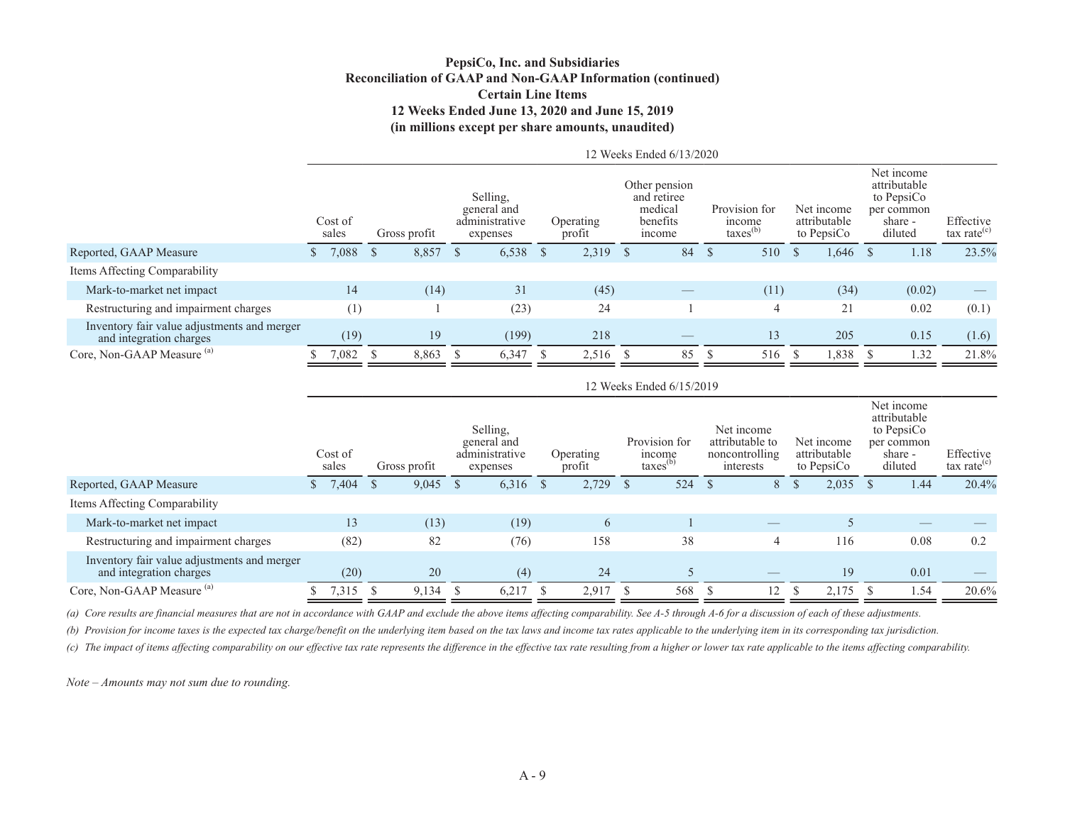**PepsiCo, Inc. and Subsidiaries**
**Reconciliation of GAAP and Non-GAAP Information (continued)**
**Certain Line Items**
**12 Weeks Ended June 13, 2020 and June 15, 2019**
**(in millions except per share amounts, unaudited)**

| | 12 Weeks Ended 6/13/2020 | | | | | | | | |
|---|---|---|---|---|---|---|---|---|---|
| | Cost of sales | Gross profit | Selling, general and administrative expenses | Operating profit | Other pension and retiree medical benefits income | Provision for income taxes[(b)] | Net income attributable to PepsiCo | Net income attributable to PepsiCo per common share - diluted | Effective tax rate[(c)] |
| Reported, GAAP Measure | $ 7,088 | $ 8,857 | $ 6,538 | $ 2,319 | $ 84 | $ 510 | $ 1,646 | $ 1.18 | 23.5% |
| Items Affecting Comparability | | | | | | | | | |
| Mark-to-market net impact | 14 | (14) | 31 | (45) | — | (11) | (34) | (0.02) | — |
| Restructuring and impairment charges | (1) | 1 | (23) | 24 | 1 | 4 | 21 | 0.02 | (0.1) |
| Inventory fair value adjustments and merger and integration charges | (19) | 19 | (199) | 218 | — | 13 | 205 | 0.15 | (1.6) |
| Core, Non-GAAP Measure [(a)] | $ 7,082 | $ 8,863 | $ 6,347 | $ 2,516 | $ 85 | $ 516 | $ 1,838 | $ 1.32 | 21.8% |

| | 12 Weeks Ended 6/15/2019 | | | | | | | | |
|---|---|---|---|---|---|---|---|---|---|
| | Cost of sales | Gross profit | Selling, general and administrative expenses | Operating profit | Provision for income taxes[(b)] | Net income attributable to noncontrolling interests | Net income attributable to PepsiCo | Net income attributable to PepsiCo per common share - diluted | Effective tax rate[(c)] |
| Reported, GAAP Measure | $ 7,404 | $ 9,045 | $ 6,316 | $ 2,729 | $ 524 | $ 8 | $ 2,035 | $ 1.44 | 20.4% |
| Items Affecting Comparability | | | | | | | | | |
| Mark-to-market net impact | 13 | (13) | (19) | 6 | 1 | — | 5 | — | — |
| Restructuring and impairment charges | (82) | 82 | (76) | 158 | 38 | 4 | 116 | 0.08 | 0.2 |
| Inventory fair value adjustments and merger and integration charges | (20) | 20 | (4) | 24 | 5 | — | 19 | 0.01 | — |
| Core, Non-GAAP Measure [(a)] | $ 7,315 | $ 9,134 | $ 6,217 | $ 2,917 | $ 568 | $ 12 | $ 2,175 | $ 1.54 | 20.6% |

*(a) Core results are financial measures that are not in accordance with GAAP and exclude the above items affecting comparability. See A-5 through A-6 for a discussion of each of these adjustments.*

*(b) Provision for income taxes is the expected tax charge/benefit on the underlying item based on the tax laws and income tax rates applicable to the underlying item in its corresponding tax jurisdiction.*

*(c) The impact of items affecting comparability on our effective tax rate represents the difference in the effective tax rate resulting from a higher or lower tax rate applicable to the items affecting comparability.*

*Note – Amounts may not sum due to rounding.*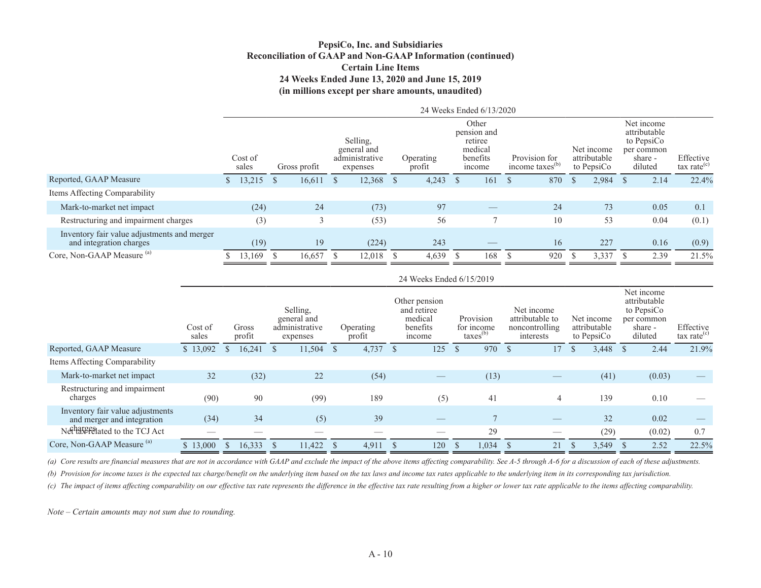**PepsiCo, Inc. and Subsidiaries**
**Reconciliation of GAAP and Non-GAAP Information (continued)**
**Certain Line Items**
**24 Weeks Ended June 13, 2020 and June 15, 2019**
**(in millions except per share amounts, unaudited)**

| | 24 Weeks Ended 6/13/2020 | | | | | | | | |
|---|---|---|---|---|---|---|---|---|---|
| | Cost of sales | Gross profit | Selling, general and administrative expenses | Operating profit | Other pension and retiree medical benefits income | Provision for income taxes[(b)] | Net income attributable to PepsiCo | Net income attributable to PepsiCo per common share - diluted | Effective tax rate[(c)] |
| Reported, GAAP Measure | $ 13,215 | $ 16,611 | $ 12,368 | $ 4,243 | $ 161 | $ 870 | $ 2,984 | $ 2.14 | 22.4% |
| Items Affecting Comparability | | | | | | | | | |
| Mark-to-market net impact | (24) | 24 | (73) | 97 | — | 24 | 73 | 0.05 | 0.1 |
| Restructuring and impairment charges | (3) | 3 | (53) | 56 | 7 | 10 | 53 | 0.04 | (0.1) |
| Inventory fair value adjustments and merger and integration charges | (19) | 19 | (224) | 243 | — | 16 | 227 | 0.16 | (0.9) |
| Core, Non-GAAP Measure [(a)] | $ 13,169 | $ 16,657 | $ 12,018 | $ 4,639 | $ 168 | $ 920 | $ 3,337 | $ 2.39 | 21.5% |

| | 24 Weeks Ended 6/15/2019 | | | | | | | | | |
|---|---|---|---|---|---|---|---|---|---|---|
| | Cost of sales | Gross profit | Selling, general and administrative expenses | Operating profit | Other pension and retiree medical benefits income | Provision for income taxes[(b)] | Net income attributable to noncontrolling interests | Net income attributable to PepsiCo | Net income attributable to PepsiCo per common share - diluted | Effective tax rate[(c)] |
| Reported, GAAP Measure | $ 13,092 | $ 16,241 | $ 11,504 | $ 4,737 | $ 125 | $ 970 | $ 17 | $ 3,448 | $ 2.44 | 21.9% |
| Items Affecting Comparability | | | | | | | | | | |
| Mark-to-market net impact | 32 | (32) | 22 | (54) | — | (13) | — | (41) | (0.03) | — |
| Restructuring and impairment charges | (90) | 90 | (99) | 189 | (5) | 41 | 4 | 139 | 0.10 | — |
| Inventory fair value adjustments and merger and integration charges | (34) | 34 | (5) | 39 | — | 7 | — | 32 | 0.02 | — |
| Net tax related to the TCJ Act | — | — | — | — | — | 29 | — | (29) | (0.02) | 0.7 |
| Core, Non-GAAP Measure [(a)] | $ 13,000 | $ 16,333 | $ 11,422 | $ 4,911 | $ 120 | $ 1,034 | $ 21 | $ 3,549 | $ 2.52 | 22.5% |

*(a) Core results are financial measures that are not in accordance with GAAP and exclude the impact of the above items affecting comparability. See A-5 through A-6 for a discussion of each of these adjustments.*

*(b) Provision for income taxes is the expected tax charge/benefit on the underlying item based on the tax laws and income tax rates applicable to the underlying item in its corresponding tax jurisdiction.*

*(c) The impact of items affecting comparability on our effective tax rate represents the difference in the effective tax rate resulting from a higher or lower tax rate applicable to the items affecting comparability.*

*Note – Certain amounts may not sum due to rounding.*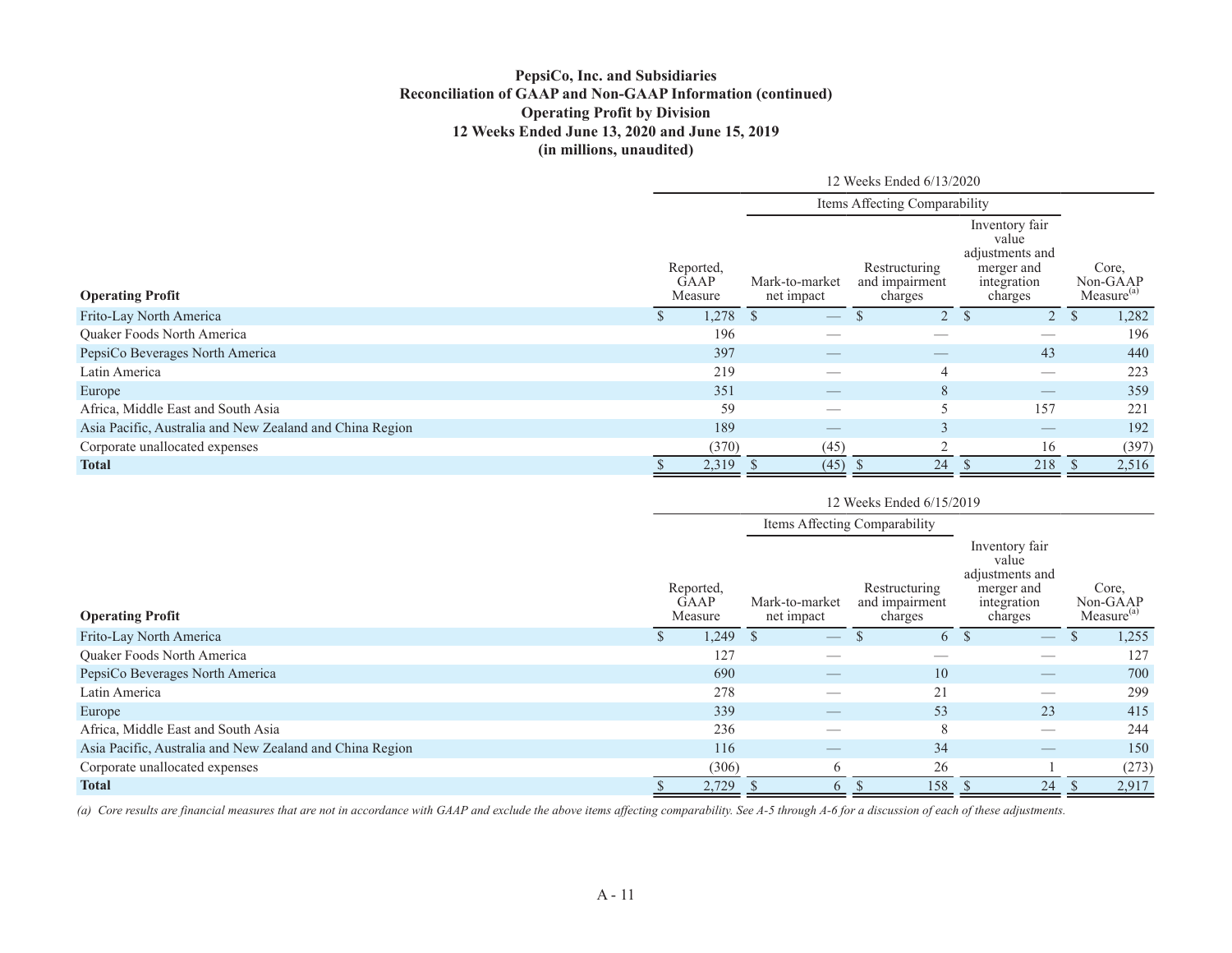**PepsiCo, Inc. and Subsidiaries**
**Reconciliation of GAAP and Non-GAAP Information (continued)**
**Operating Profit by Division**
**12 Weeks Ended June 13, 2020 and June 15, 2019**
**(in millions, unaudited)**

| | 12 Weeks Ended 6/13/2020 | | | | |
|---|---|---|---|---|---|
| | | Items Affecting Comparability | | | |
| **Operating Profit** | Reported, GAAP Measure | Mark-to-market net impact | Restructuring and impairment charges | Inventory fair value adjustments and merger and integration charges | Core, Non-GAAP Measure[(a)] |
| Frito-Lay North America | $ 1,278 | $ — | $ 2 | $ 2 | $ 1,282 |
| Quaker Foods North America | 196 | — | — | — | 196 |
| PepsiCo Beverages North America | 397 | — | — | 43 | 440 |
| Latin America | 219 | — | 4 | — | 223 |
| Europe | 351 | — | 8 | — | 359 |
| Africa, Middle East and South Asia | 59 | — | 5 | 157 | 221 |
| Asia Pacific, Australia and New Zealand and China Region | 189 | — | 3 | — | 192 |
| Corporate unallocated expenses | (370) | (45) | 2 | 16 | (397) |
| **Total** | $ 2,319 | $ (45) | $ 24 | $ 218 | $ 2,516 |

| | 12 Weeks Ended 6/15/2019 | | | | |
|---|---|---|---|---|---|
| | | Items Affecting Comparability | | | |
| **Operating Profit** | Reported, GAAP Measure | Mark-to-market net impact | Restructuring and impairment charges | Inventory fair value adjustments and merger and integration charges | Core, Non-GAAP Measure[(a)] |
| Frito-Lay North America | $ 1,249 | $ — | $ 6 | $ — | $ 1,255 |
| Quaker Foods North America | 127 | — | — | — | 127 |
| PepsiCo Beverages North America | 690 | — | 10 | — | 700 |
| Latin America | 278 | — | 21 | — | 299 |
| Europe | 339 | — | 53 | 23 | 415 |
| Africa, Middle East and South Asia | 236 | — | 8 | — | 244 |
| Asia Pacific, Australia and New Zealand and China Region | 116 | — | 34 | — | 150 |
| Corporate unallocated expenses | (306) | 6 | 26 | 1 | (273) |
| **Total** | $ 2,729 | $ 6 | $ 158 | $ 24 | $ 2,917 |

*(a) Core results are financial measures that are not in accordance with GAAP and exclude the above items affecting comparability. See A-5 through A-6 for a discussion of each of these adjustments.*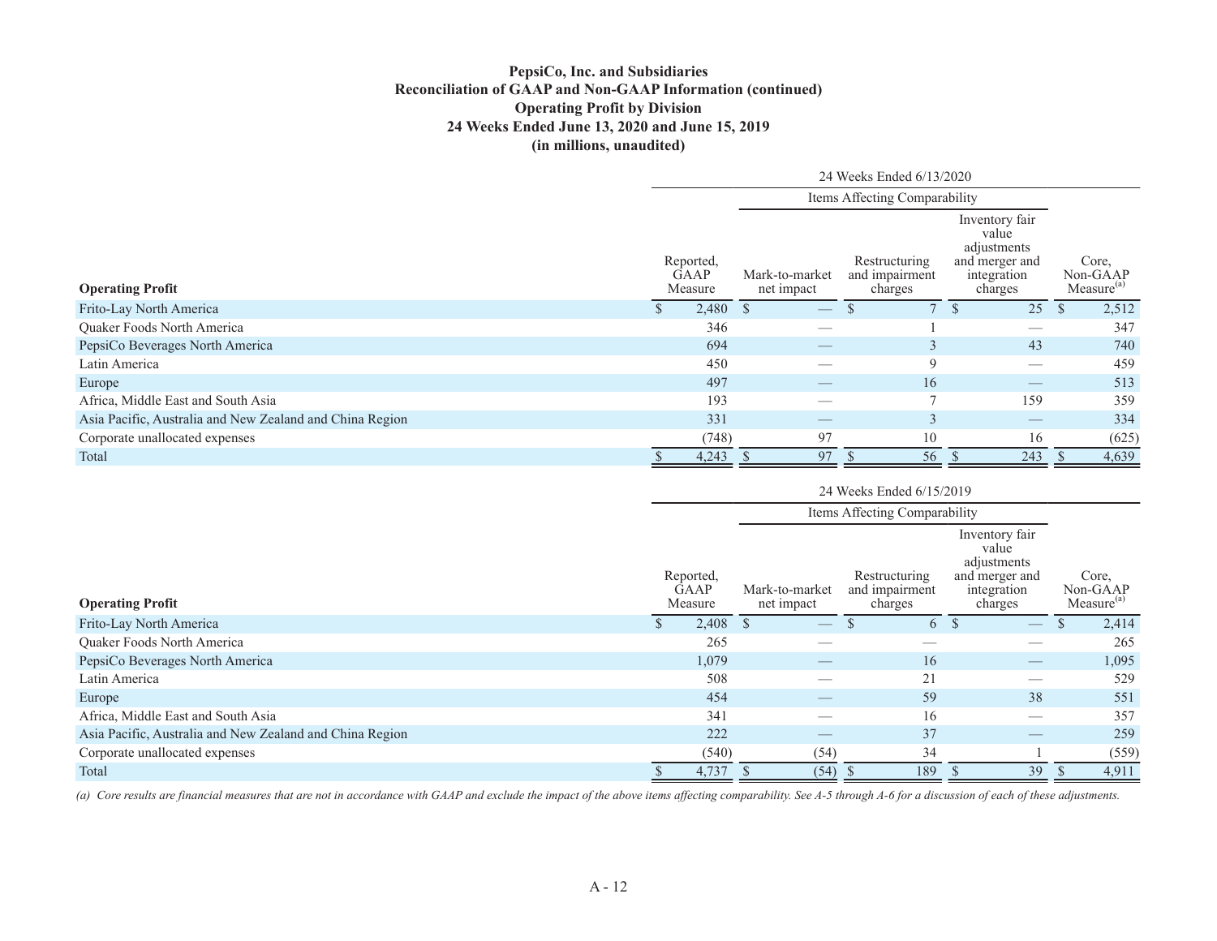**PepsiCo, Inc. and Subsidiaries**
**Reconciliation of GAAP and Non-GAAP Information (continued)**
**Operating Profit by Division**
**24 Weeks Ended June 13, 2020 and June 15, 2019**
**(in millions, unaudited)**

| | 24 Weeks Ended 6/13/2020 | | | | |
|---|---|---|---|---|---|
| | | Items Affecting Comparability | | | |
| **Operating Profit** | Reported, GAAP Measure | Mark-to-market net impact | Restructuring and impairment charges | Inventory fair value adjustments and merger and integration charges | Core, Non-GAAP Measure[(a)] |
| Frito-Lay North America | $ 2,480 | $ — | $ 7 | $ 25 | $ 2,512 |
| Quaker Foods North America | 346 | — | 1 | — | 347 |
| PepsiCo Beverages North America | 694 | — | 3 | 43 | 740 |
| Latin America | 450 | — | 9 | — | 459 |
| Europe | 497 | — | 16 | — | 513 |
| Africa, Middle East and South Asia | 193 | — | 7 | 159 | 359 |
| Asia Pacific, Australia and New Zealand and China Region | 331 | — | 3 | — | 334 |
| Corporate unallocated expenses | (748) | 97 | 10 | 16 | (625) |
| Total | $ 4,243 | $ 97 | $ 56 | $ 243 | $ 4,639 |

| | 24 Weeks Ended 6/15/2019 | | | | |
|---|---|---|---|---|---|
| | | Items Affecting Comparability | | | |
| **Operating Profit** | Reported, GAAP Measure | Mark-to-market net impact | Restructuring and impairment charges | Inventory fair value adjustments and merger and integration charges | Core, Non-GAAP Measure[(a)] |
| Frito-Lay North America | $ 2,408 | $ — | $ 6 | $ — | $ 2,414 |
| Quaker Foods North America | 265 | — | — | — | 265 |
| PepsiCo Beverages North America | 1,079 | — | 16 | — | 1,095 |
| Latin America | 508 | — | 21 | — | 529 |
| Europe | 454 | — | 59 | 38 | 551 |
| Africa, Middle East and South Asia | 341 | — | 16 | — | 357 |
| Asia Pacific, Australia and New Zealand and China Region | 222 | — | 37 | — | 259 |
| Corporate unallocated expenses | (540) | (54) | 34 | 1 | (559) |
| Total | $ 4,737 | $ (54) | $ 189 | $ 39 | $ 4,911 |

*(a) Core results are financial measures that are not in accordance with GAAP and exclude the impact of the above items affecting comparability. See A-5 through A-6 for a discussion of each of these adjustments.*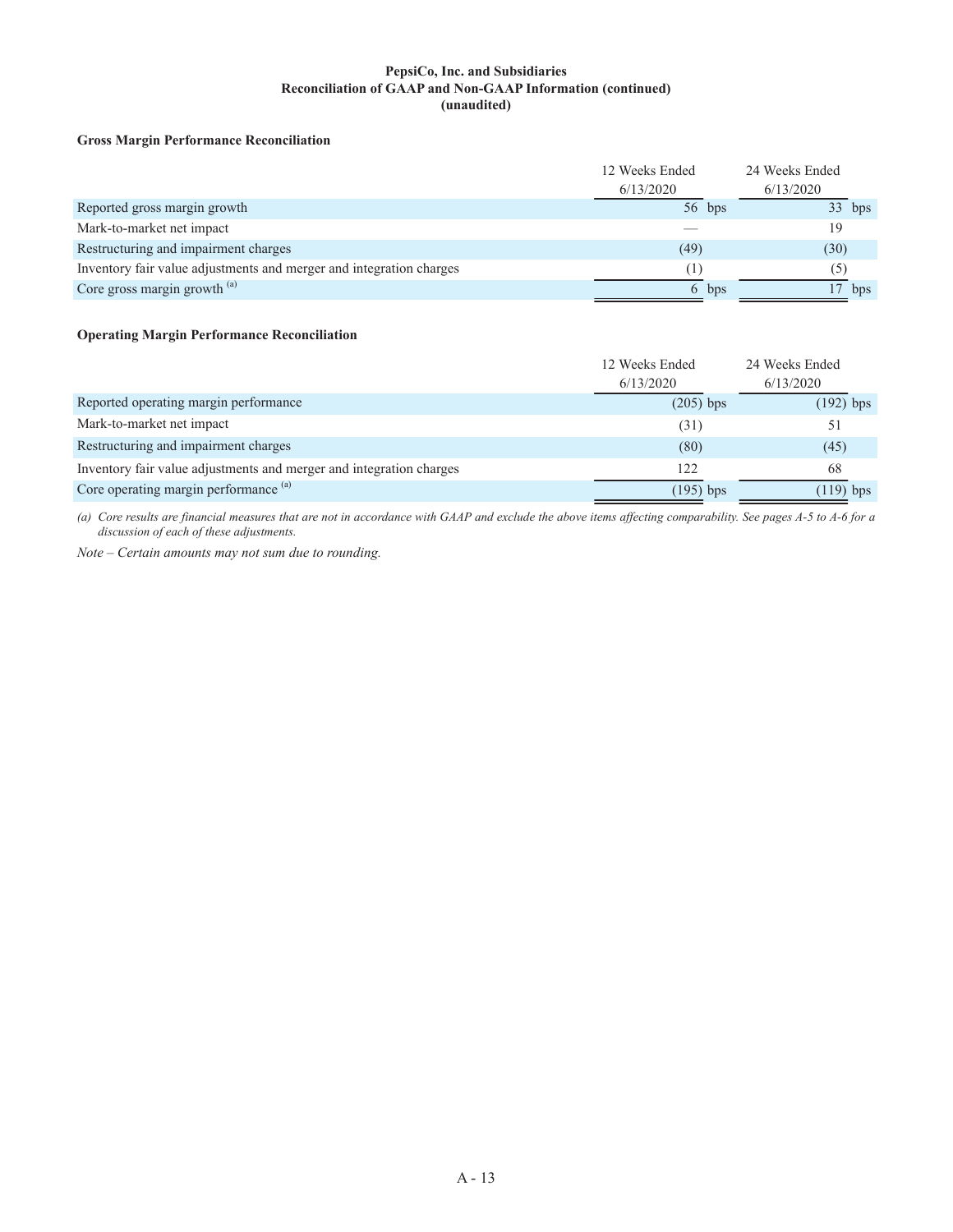**PepsiCo, Inc. and Subsidiaries**
**Reconciliation of GAAP and Non-GAAP Information (continued)**
**(unaudited)**

**Gross Margin Performance Reconciliation**

| | 12 Weeks Ended 6/13/2020 | 24 Weeks Ended 6/13/2020 |
|---|---|---|
| Reported gross margin growth | 56 bps | 33 bps |
| Mark-to-market net impact | — | 19 |
| Restructuring and impairment charges | (49) | (30) |
| Inventory fair value adjustments and merger and integration charges | (1) | (5) |
| Core gross margin growth [(a)] | 6 bps | 17 bps |

**Operating Margin Performance Reconciliation**

| | 12 Weeks Ended 6/13/2020 | 24 Weeks Ended 6/13/2020 |
|---|---|---|
| Reported operating margin performance | (205) bps | (192) bps |
| Mark-to-market net impact | (31) | 51 |
| Restructuring and impairment charges | (80) | (45) |
| Inventory fair value adjustments and merger and integration charges | 122 | 68 |
| Core operating margin performance [(a)] | (195) bps | (119) bps |

*(a) Core results are financial measures that are not in accordance with GAAP and exclude the above items affecting comparability. See pages A-5 to A-6 for a discussion of each of these adjustments.*

*Note – Certain amounts may not sum due to rounding.*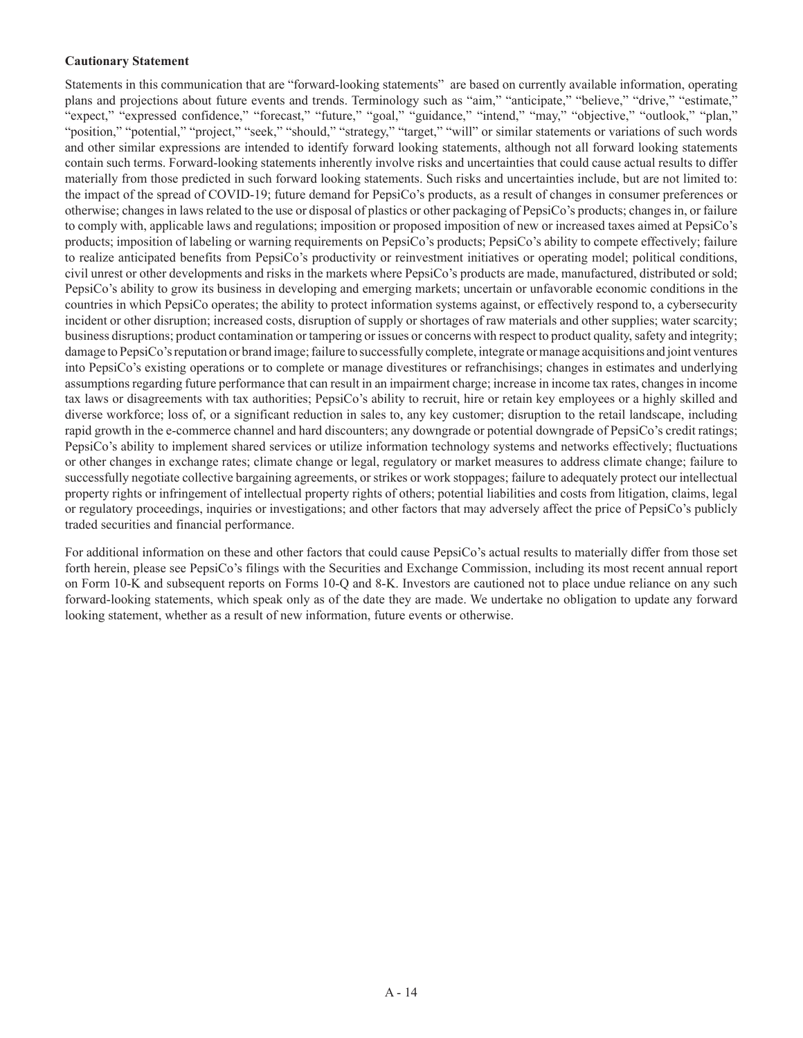**Cautionary Statement**

Statements in this communication that are "forward-looking statements" are based on currently available information, operating plans and projections about future events and trends. Terminology such as "aim," "anticipate," "believe," "drive," "estimate," "expect," "expressed confidence," "forecast," "future," "goal," "guidance," "intend," "may," "objective," "outlook," "plan," "position," "potential," "project," "seek," "should," "strategy," "target," "will" or similar statements or variations of such words and other similar expressions are intended to identify forward looking statements, although not all forward looking statements contain such terms. Forward-looking statements inherently involve risks and uncertainties that could cause actual results to differ materially from those predicted in such forward looking statements. Such risks and uncertainties include, but are not limited to: the impact of the spread of COVID-19; future demand for PepsiCo's products, as a result of changes in consumer preferences or otherwise; changes in laws related to the use or disposal of plastics or other packaging of PepsiCo's products; changes in, or failure to comply with, applicable laws and regulations; imposition or proposed imposition of new or increased taxes aimed at PepsiCo's products; imposition of labeling or warning requirements on PepsiCo's products; PepsiCo's ability to compete effectively; failure to realize anticipated benefits from PepsiCo's productivity or reinvestment initiatives or operating model; political conditions, civil unrest or other developments and risks in the markets where PepsiCo's products are made, manufactured, distributed or sold; PepsiCo's ability to grow its business in developing and emerging markets; uncertain or unfavorable economic conditions in the countries in which PepsiCo operates; the ability to protect information systems against, or effectively respond to, a cybersecurity incident or other disruption; increased costs, disruption of supply or shortages of raw materials and other supplies; water scarcity; business disruptions; product contamination or tampering or issues or concerns with respect to product quality, safety and integrity; damage to PepsiCo's reputation or brand image; failure to successfully complete, integrate or manage acquisitions and joint ventures into PepsiCo's existing operations or to complete or manage divestitures or refranchisings; changes in estimates and underlying assumptions regarding future performance that can result in an impairment charge; increase in income tax rates, changes in income tax laws or disagreements with tax authorities; PepsiCo's ability to recruit, hire or retain key employees or a highly skilled and diverse workforce; loss of, or a significant reduction in sales to, any key customer; disruption to the retail landscape, including rapid growth in the e-commerce channel and hard discounters; any downgrade or potential downgrade of PepsiCo's credit ratings; PepsiCo's ability to implement shared services or utilize information technology systems and networks effectively; fluctuations or other changes in exchange rates; climate change or legal, regulatory or market measures to address climate change; failure to successfully negotiate collective bargaining agreements, or strikes or work stoppages; failure to adequately protect our intellectual property rights or infringement of intellectual property rights of others; potential liabilities and costs from litigation, claims, legal or regulatory proceedings, inquiries or investigations; and other factors that may adversely affect the price of PepsiCo's publicly traded securities and financial performance.

For additional information on these and other factors that could cause PepsiCo's actual results to materially differ from those set forth herein, please see PepsiCo's filings with the Securities and Exchange Commission, including its most recent annual report on Form 10-K and subsequent reports on Forms 10-Q and 8-K. Investors are cautioned not to place undue reliance on any such forward-looking statements, which speak only as of the date they are made. We undertake no obligation to update any forward looking statement, whether as a result of new information, future events or otherwise.